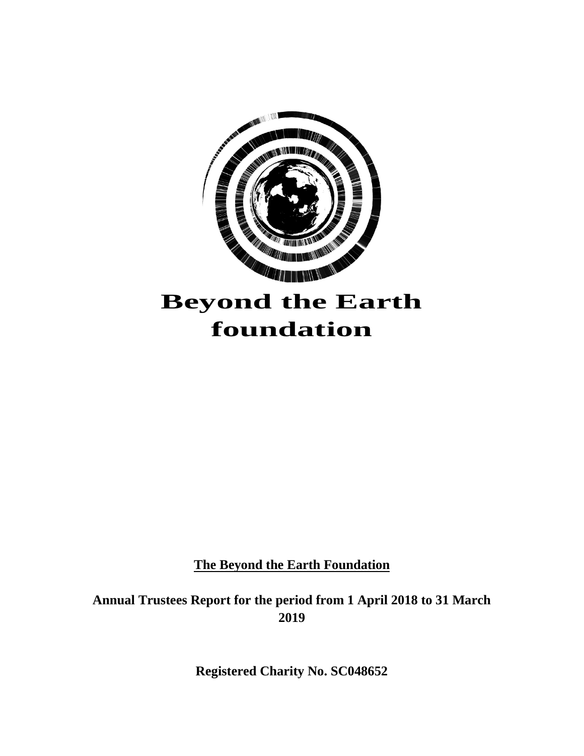# Beyond the Earth foundation

**The Beyond the Earth Foundation**

**Annual Trustees Report for the period from 1 April 2018 to 31 March 2019**

**Registered Charity No. SC048652**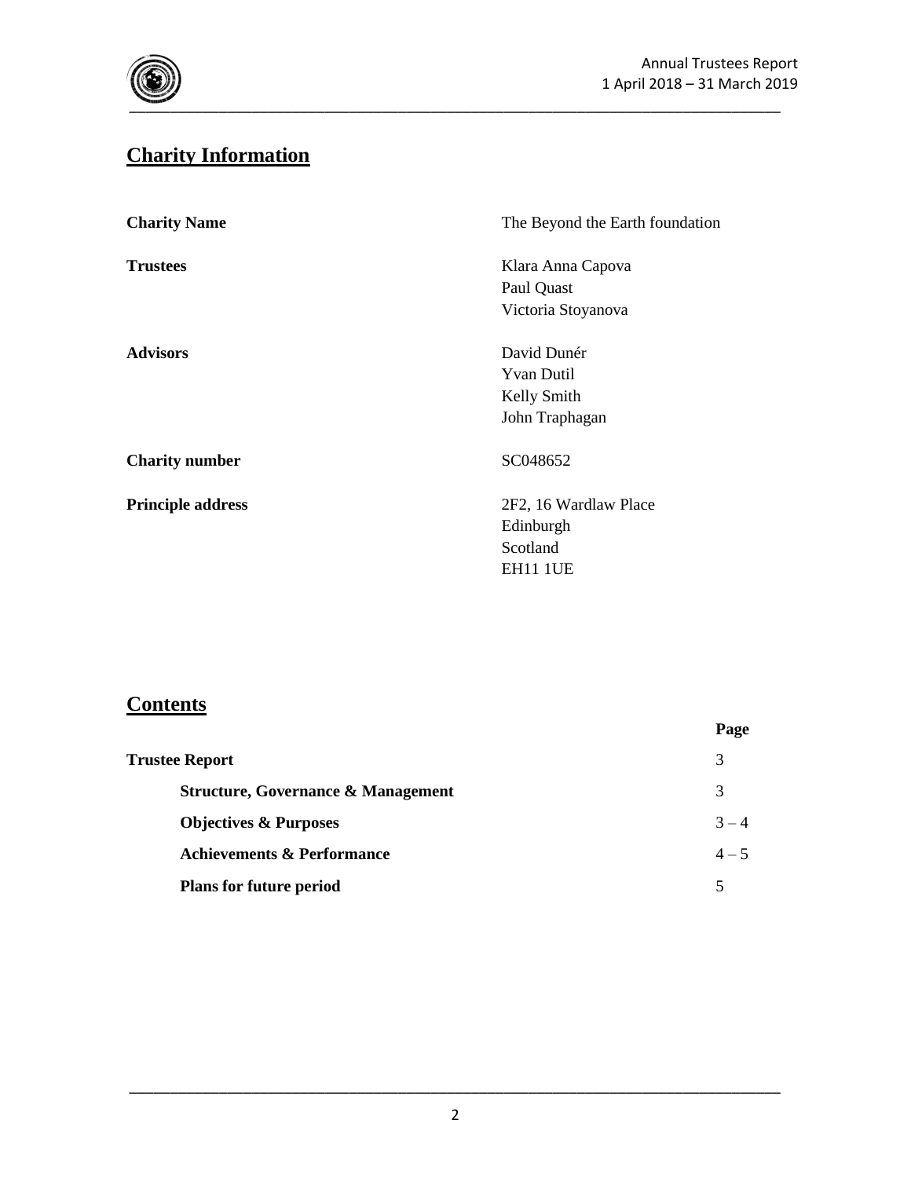## Charity Information

| | |
|---|---|
| **Charity Name** | The Beyond the Earth foundation |
| **Trustees** | Klara Anna Capova<br>Paul Quast<br>Victoria Stoyanova |
| **Advisors** | David Dunér<br>Yvan Dutil<br>Kelly Smith<br>John Traphagan |
| **Charity number** | SC048652 |
| **Principle address** | 2F2, 16 Wardlaw Place<br>Edinburgh<br>Scotland<br>EH11 1UE |

## Contents

| | Page |
|---|---|
| **Trustee Report** | 3 |
| **Structure, Governance & Management** | 3 |
| **Objectives & Purposes** | 3 – 4 |
| **Achievements & Performance** | 4 – 5 |
| **Plans for future period** | 5 |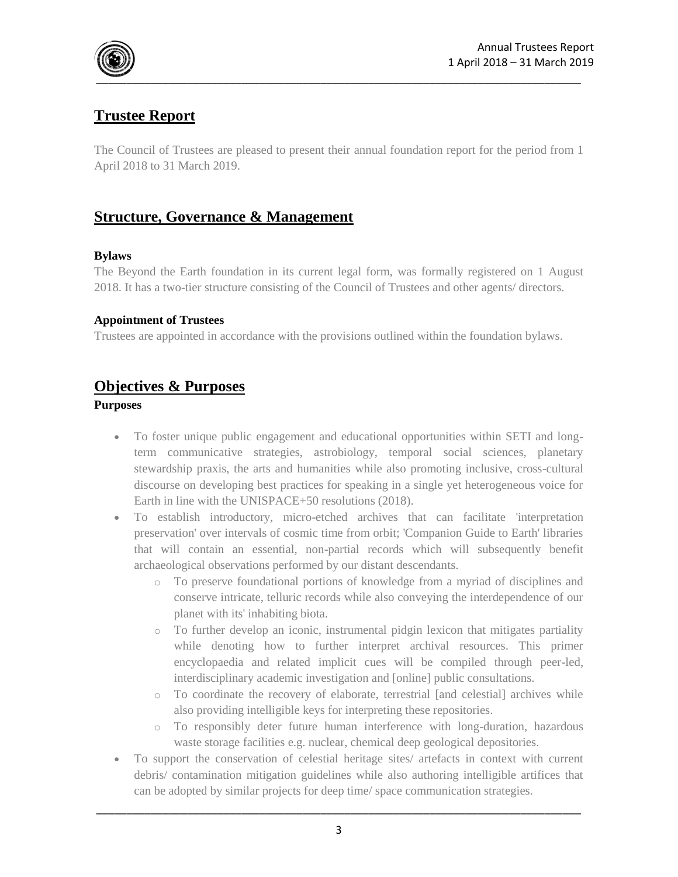## Trustee Report

The Council of Trustees are pleased to present their annual foundation report for the period from 1 April 2018 to 31 March 2019.

## Structure, Governance & Management

**Bylaws**

The Beyond the Earth foundation in its current legal form, was formally registered on 1 August 2018. It has a two-tier structure consisting of the Council of Trustees and other agents/ directors.

**Appointment of Trustees**

Trustees are appointed in accordance with the provisions outlined within the foundation bylaws.

## Objectives & Purposes

**Purposes**

- To foster unique public engagement and educational opportunities within SETI and long-term communicative strategies, astrobiology, temporal social sciences, planetary stewardship praxis, the arts and humanities while also promoting inclusive, cross-cultural discourse on developing best practices for speaking in a single yet heterogeneous voice for Earth in line with the UNISPACE+50 resolutions (2018).
- To establish introductory, micro-etched archives that can facilitate 'interpretation preservation' over intervals of cosmic time from orbit; 'Companion Guide to Earth' libraries that will contain an essential, non-partial records which will subsequently benefit archaeological observations performed by our distant descendants.
    - To preserve foundational portions of knowledge from a myriad of disciplines and conserve intricate, telluric records while also conveying the interdependence of our planet with its' inhabiting biota.
    - To further develop an iconic, instrumental pidgin lexicon that mitigates partiality while denoting how to further interpret archival resources. This primer encyclopaedia and related implicit cues will be compiled through peer-led, interdisciplinary academic investigation and [online] public consultations.
    - To coordinate the recovery of elaborate, terrestrial [and celestial] archives while also providing intelligible keys for interpreting these repositories.
    - To responsibly deter future human interference with long-duration, hazardous waste storage facilities e.g. nuclear, chemical deep geological depositories.
- To support the conservation of celestial heritage sites/ artefacts in context with current debris/ contamination mitigation guidelines while also authoring intelligible artifices that can be adopted by similar projects for deep time/ space communication strategies.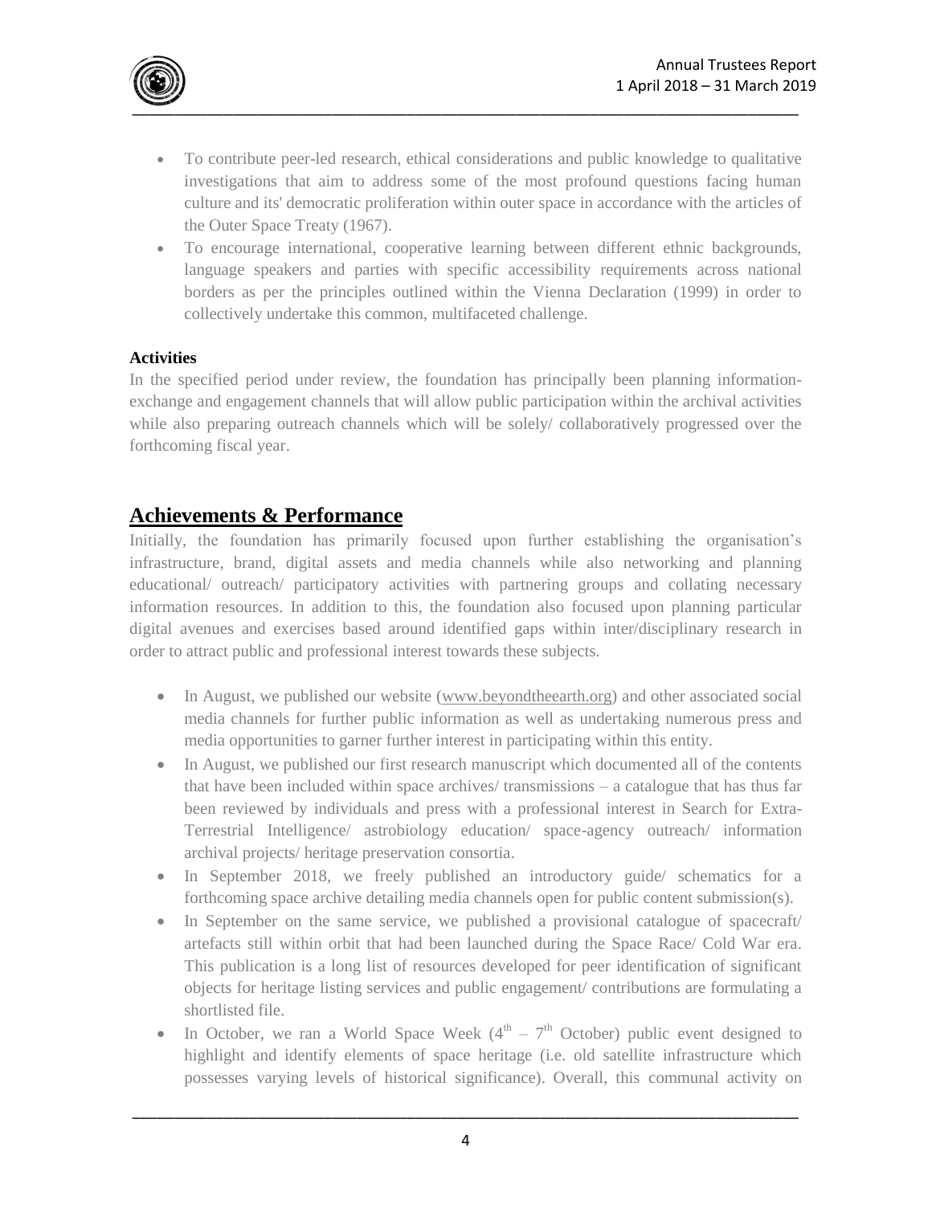- To contribute peer-led research, ethical considerations and public knowledge to qualitative investigations that aim to address some of the most profound questions facing human culture and its' democratic proliferation within outer space in accordance with the articles of the Outer Space Treaty (1967).
- To encourage international, cooperative learning between different ethnic backgrounds, language speakers and parties with specific accessibility requirements across national borders as per the principles outlined within the Vienna Declaration (1999) in order to collectively undertake this common, multifaceted challenge.

**Activities**

In the specified period under review, the foundation has principally been planning information-exchange and engagement channels that will allow public participation within the archival activities while also preparing outreach channels which will be solely/ collaboratively progressed over the forthcoming fiscal year.

## Achievements & Performance

Initially, the foundation has primarily focused upon further establishing the organisation's infrastructure, brand, digital assets and media channels while also networking and planning educational/ outreach/ participatory activities with partnering groups and collating necessary information resources. In addition to this, the foundation also focused upon planning particular digital avenues and exercises based around identified gaps within inter/disciplinary research in order to attract public and professional interest towards these subjects.

- In August, we published our website (www.beyondtheearth.org) and other associated social media channels for further public information as well as undertaking numerous press and media opportunities to garner further interest in participating within this entity.
- In August, we published our first research manuscript which documented all of the contents that have been included within space archives/ transmissions – a catalogue that has thus far been reviewed by individuals and press with a professional interest in Search for Extra-Terrestrial Intelligence/ astrobiology education/ space-agency outreach/ information archival projects/ heritage preservation consortia.
- In September 2018, we freely published an introductory guide/ schematics for a forthcoming space archive detailing media channels open for public content submission(s).
- In September on the same service, we published a provisional catalogue of spacecraft/ artefacts still within orbit that had been launched during the Space Race/ Cold War era. This publication is a long list of resources developed for peer identification of significant objects for heritage listing services and public engagement/ contributions are formulating a shortlisted file.
- In October, we ran a World Space Week (4th – 7th October) public event designed to highlight and identify elements of space heritage (i.e. old satellite infrastructure which possesses varying levels of historical significance). Overall, this communal activity on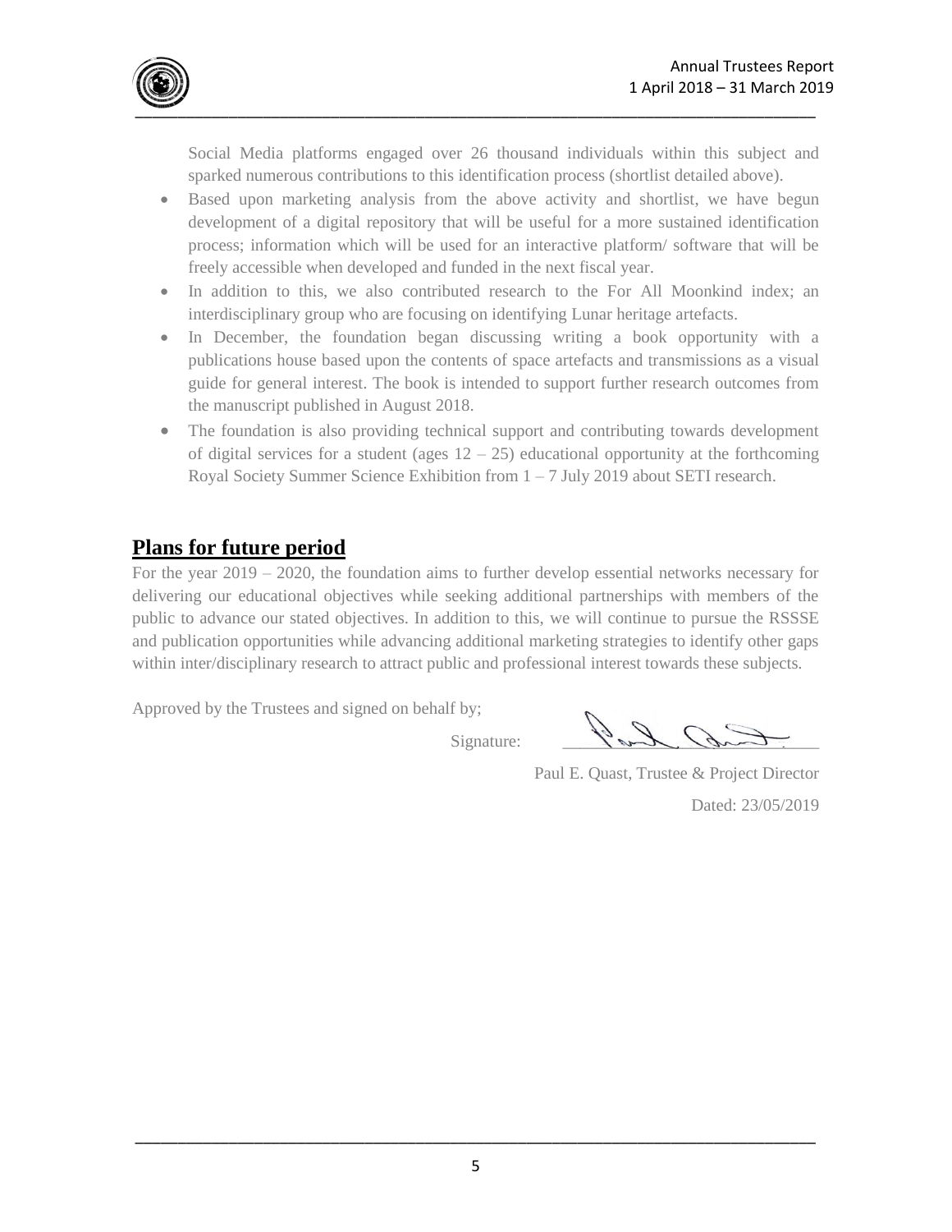Social Media platforms engaged over 26 thousand individuals within this subject and sparked numerous contributions to this identification process (shortlist detailed above).

- Based upon marketing analysis from the above activity and shortlist, we have begun development of a digital repository that will be useful for a more sustained identification process; information which will be used for an interactive platform/ software that will be freely accessible when developed and funded in the next fiscal year.
- In addition to this, we also contributed research to the For All Moonkind index; an interdisciplinary group who are focusing on identifying Lunar heritage artefacts.
- In December, the foundation began discussing writing a book opportunity with a publications house based upon the contents of space artefacts and transmissions as a visual guide for general interest. The book is intended to support further research outcomes from the manuscript published in August 2018.
- The foundation is also providing technical support and contributing towards development of digital services for a student (ages 12 – 25) educational opportunity at the forthcoming Royal Society Summer Science Exhibition from 1 – 7 July 2019 about SETI research.

## Plans for future period

For the year 2019 – 2020, the foundation aims to further develop essential networks necessary for delivering our educational objectives while seeking additional partnerships with members of the public to advance our stated objectives. In addition to this, we will continue to pursue the RSSSE and publication opportunities while advancing additional marketing strategies to identify other gaps within inter/disciplinary research to attract public and professional interest towards these subjects.

Approved by the Trustees and signed on behalf by;

Signature:

Paul E. Quast, Trustee & Project Director

Dated: 23/05/2019